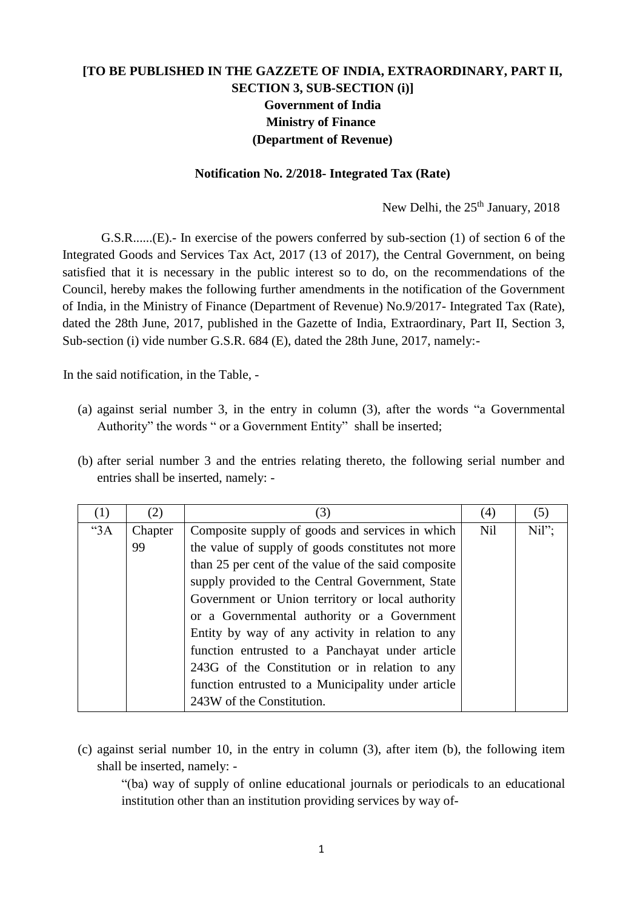**[TO BE PUBLISHED IN THE GAZZETE OF INDIA, EXTRAORDINARY, PART II, SECTION 3, SUB-SECTION (i)]**

**Government of India**

**Ministry of Finance**

**(Department of Revenue)**

**Notification No. 2/2018- Integrated Tax (Rate)**

New Delhi, the 25th January, 2018

G.S.R......(E).- In exercise of the powers conferred by sub-section (1) of section 6 of the Integrated Goods and Services Tax Act, 2017 (13 of 2017), the Central Government, on being satisfied that it is necessary in the public interest so to do, on the recommendations of the Council, hereby makes the following further amendments in the notification of the Government of India, in the Ministry of Finance (Department of Revenue) No.9/2017- Integrated Tax (Rate), dated the 28th June, 2017, published in the Gazette of India, Extraordinary, Part II, Section 3, Sub-section (i) vide number G.S.R. 684 (E), dated the 28th June, 2017, namely:-

In the said notification, in the Table, -

(a) against serial number 3, in the entry in column (3), after the words "a Governmental Authority" the words " or a Government Entity" shall be inserted;

(b) after serial number 3 and the entries relating thereto, the following serial number and entries shall be inserted, namely: -

| (1) | (2) | (3) | (4) | (5) |
|---|---|---|---|---|
| "3A | Chapter 99 | Composite supply of goods and services in which the value of supply of goods constitutes not more than 25 per cent of the value of the said composite supply provided to the Central Government, State Government or Union territory or local authority or a Governmental authority or a Government Entity by way of any activity in relation to any function entrusted to a Panchayat under article 243G of the Constitution or in relation to any function entrusted to a Municipality under article 243W of the Constitution. | Nil | Nil"; |

(c) against serial number 10, in the entry in column (3), after item (b), the following item shall be inserted, namely: -

"(ba) way of supply of online educational journals or periodicals to an educational institution other than an institution providing services by way of-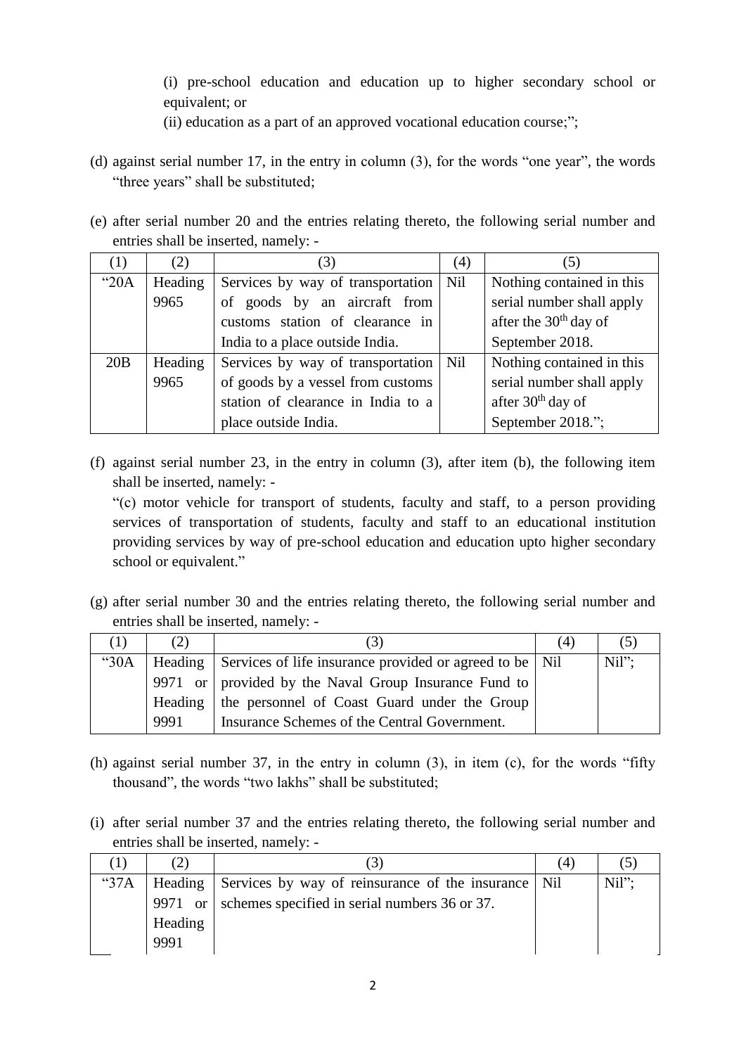(i) pre-school education and education up to higher secondary school or equivalent; or

(ii) education as a part of an approved vocational education course;";

(d) against serial number 17, in the entry in column (3), for the words "one year", the words "three years" shall be substituted;

(e) after serial number 20 and the entries relating thereto, the following serial number and entries shall be inserted, namely: -

| (1) | (2) | (3) | (4) | (5) |
|---|---|---|---|---|
| "20A | Heading 9965 | Services by way of transportation of goods by an aircraft from customs station of clearance in India to a place outside India. | Nil | Nothing contained in this serial number shall apply after the 30th day of September 2018. |
| 20B | Heading 9965 | Services by way of transportation of goods by a vessel from customs station of clearance in India to a place outside India. | Nil | Nothing contained in this serial number shall apply after 30th day of September 2018."; |

(f) against serial number 23, in the entry in column (3), after item (b), the following item shall be inserted, namely: -

"(c) motor vehicle for transport of students, faculty and staff, to a person providing services of transportation of students, faculty and staff to an educational institution providing services by way of pre-school education and education upto higher secondary school or equivalent."

(g) after serial number 30 and the entries relating thereto, the following serial number and entries shall be inserted, namely: -

| (1) | (2) | (3) | (4) | (5) |
|---|---|---|---|---|
| "30A | Heading 9971 or Heading 9991 | Services of life insurance provided or agreed to be provided by the Naval Group Insurance Fund to the personnel of Coast Guard under the Group Insurance Schemes of the Central Government. | Nil | Nil"; |

(h) against serial number 37, in the entry in column (3), in item (c), for the words "fifty thousand", the words "two lakhs" shall be substituted;

(i) after serial number 37 and the entries relating thereto, the following serial number and entries shall be inserted, namely: -

| (1) | (2) | (3) | (4) | (5) |
|---|---|---|---|---|
| "37A | Heading 9971 or Heading 9991 | Services by way of reinsurance of the insurance schemes specified in serial numbers 36 or 37. | Nil | Nil"; |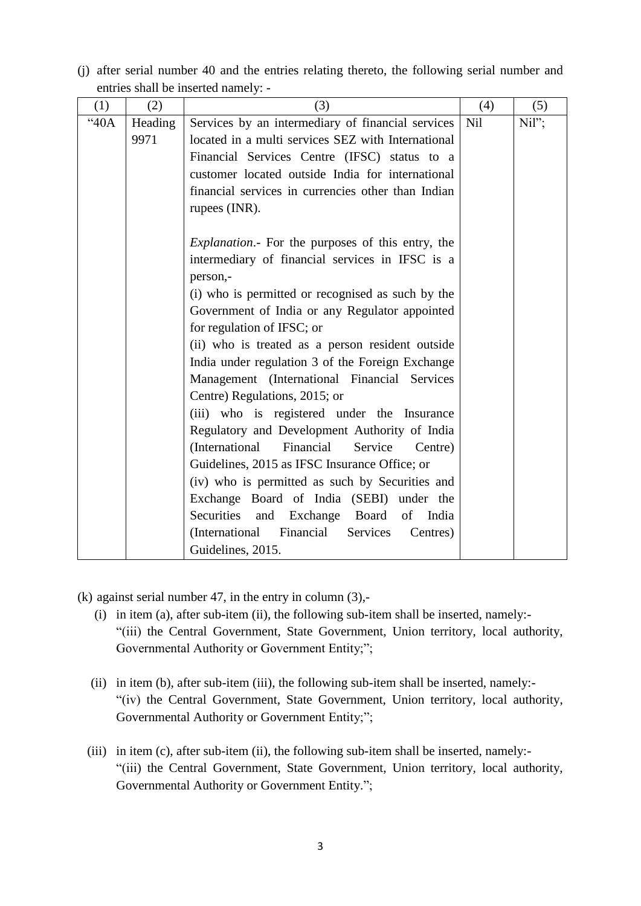(j) after serial number 40 and the entries relating thereto, the following serial number and entries shall be inserted namely: -

| (1) | (2) | (3) | (4) | (5) |
|---|---|---|---|---|
| "40A | Heading 9971 | Services by an intermediary of financial services located in a multi services SEZ with International Financial Services Centre (IFSC) status to a customer located outside India for international financial services in currencies other than Indian rupees (INR).<br><br>*Explanation*.- For the purposes of this entry, the intermediary of financial services in IFSC is a person,-<br>(i) who is permitted or recognised as such by the Government of India or any Regulator appointed for regulation of IFSC; or<br>(ii) who is treated as a person resident outside India under regulation 3 of the Foreign Exchange Management (International Financial Services Centre) Regulations, 2015; or<br>(iii) who is registered under the Insurance Regulatory and Development Authority of India (International Financial Service Centre) Guidelines, 2015 as IFSC Insurance Office; or<br>(iv) who is permitted as such by Securities and Exchange Board of India (SEBI) under the Securities and Exchange Board of India (International Financial Services Centres) Guidelines, 2015. | Nil | Nil"; |

(k) against serial number 47, in the entry in column (3),-

(i) in item (a), after sub-item (ii), the following sub-item shall be inserted, namely:-
"(iii) the Central Government, State Government, Union territory, local authority, Governmental Authority or Government Entity;";

(ii) in item (b), after sub-item (iii), the following sub-item shall be inserted, namely:-
"(iv) the Central Government, State Government, Union territory, local authority, Governmental Authority or Government Entity;";

(iii) in item (c), after sub-item (ii), the following sub-item shall be inserted, namely:-
"(iii) the Central Government, State Government, Union territory, local authority, Governmental Authority or Government Entity.";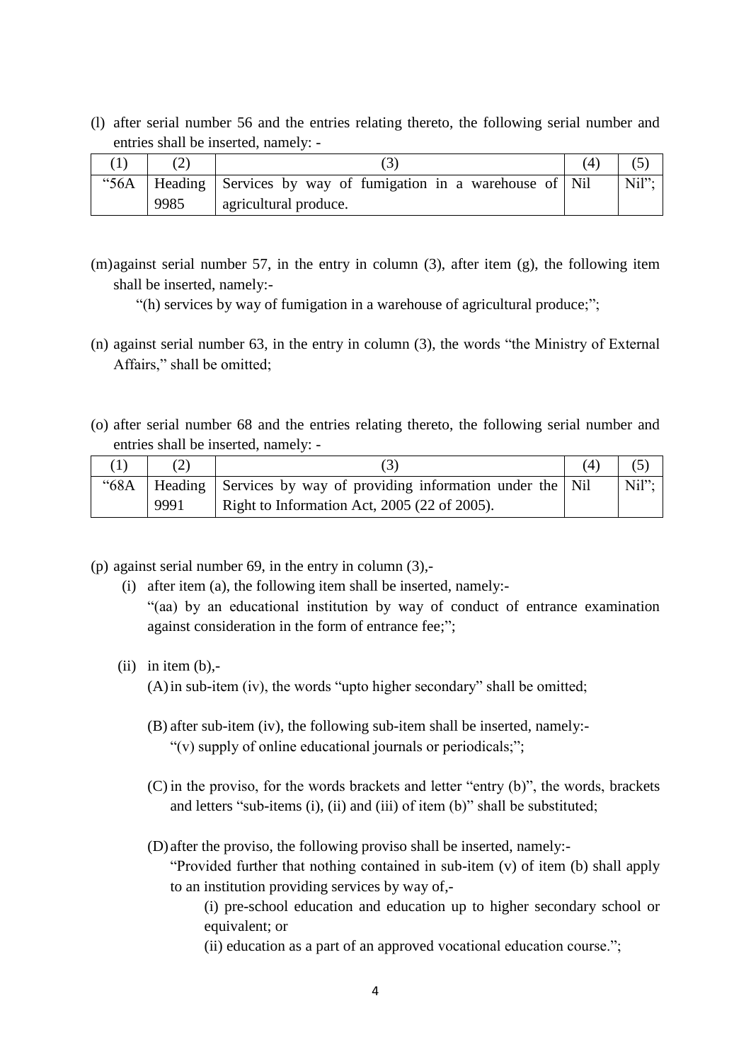(l) after serial number 56 and the entries relating thereto, the following serial number and entries shall be inserted, namely: -

| (1) | (2) | (3) | (4) | (5) |
|---|---|---|---|---|
| "56A | Heading 9985 | Services by way of fumigation in a warehouse of agricultural produce. | Nil | Nil"; |

(m) against serial number 57, in the entry in column (3), after item (g), the following item shall be inserted, namely:-

"(h) services by way of fumigation in a warehouse of agricultural produce;";

(n) against serial number 63, in the entry in column (3), the words "the Ministry of External Affairs," shall be omitted;

(o) after serial number 68 and the entries relating thereto, the following serial number and entries shall be inserted, namely: -

| (1) | (2) | (3) | (4) | (5) |
|---|---|---|---|---|
| "68A | Heading 9991 | Services by way of providing information under the Right to Information Act, 2005 (22 of 2005). | Nil | Nil"; |

(p) against serial number 69, in the entry in column (3),-

(i) after item (a), the following item shall be inserted, namely:-

"(aa) by an educational institution by way of conduct of entrance examination against consideration in the form of entrance fee;";

(ii) in item (b),-

(A) in sub-item (iv), the words "upto higher secondary" shall be omitted;

(B) after sub-item (iv), the following sub-item shall be inserted, namely:-

"(v) supply of online educational journals or periodicals;";

(C) in the proviso, for the words brackets and letter "entry (b)", the words, brackets and letters "sub-items (i), (ii) and (iii) of item (b)" shall be substituted;

(D) after the proviso, the following proviso shall be inserted, namely:-

"Provided further that nothing contained in sub-item (v) of item (b) shall apply to an institution providing services by way of,-

(i) pre-school education and education up to higher secondary school or equivalent; or

(ii) education as a part of an approved vocational education course.";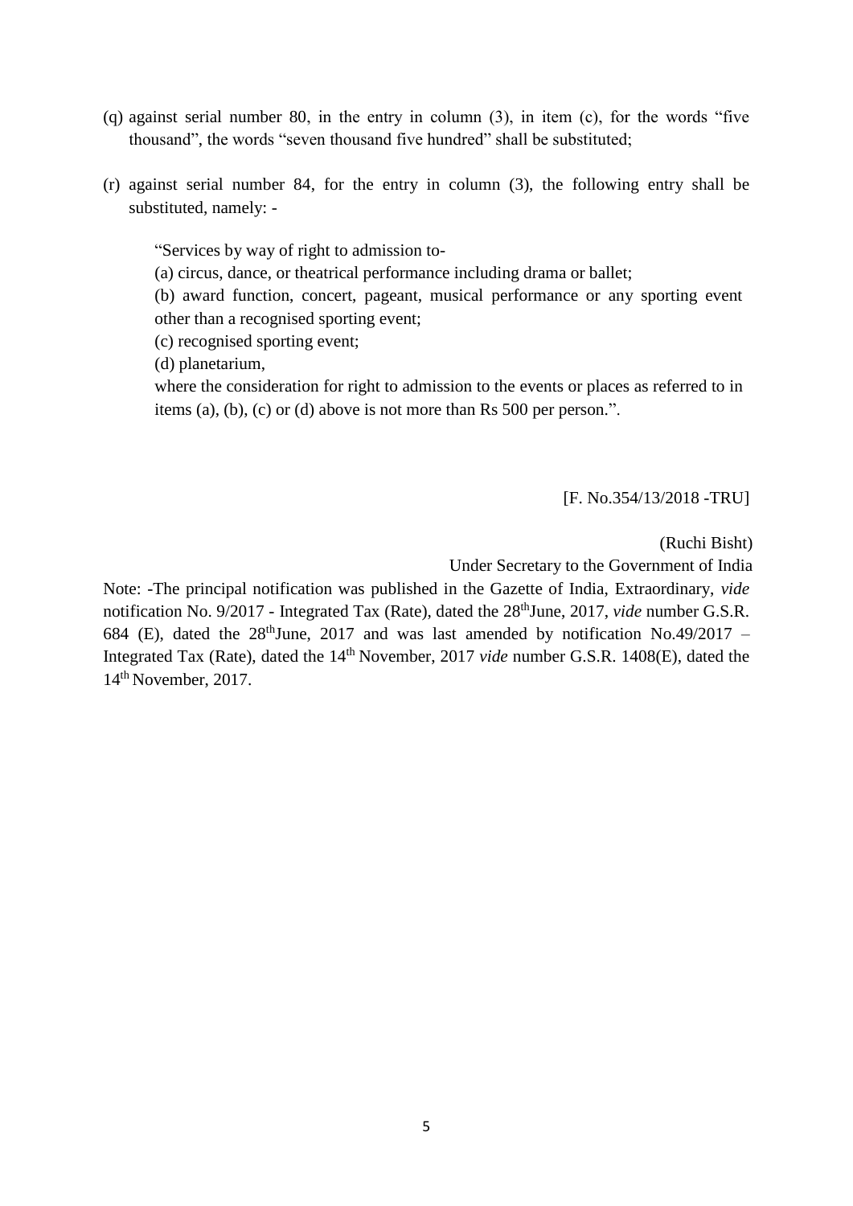(q) against serial number 80, in the entry in column (3), in item (c), for the words "five thousand", the words "seven thousand five hundred" shall be substituted;

(r) against serial number 84, for the entry in column (3), the following entry shall be substituted, namely: -

> "Services by way of right to admission to-
>
> (a) circus, dance, or theatrical performance including drama or ballet;
>
> (b) award function, concert, pageant, musical performance or any sporting event other than a recognised sporting event;
>
> (c) recognised sporting event;
>
> (d) planetarium,
>
> where the consideration for right to admission to the events or places as referred to in items (a), (b), (c) or (d) above is not more than Rs 500 per person.".

[F. No.354/13/2018 -TRU]

(Ruchi Bisht)

Under Secretary to the Government of India

Note: -The principal notification was published in the Gazette of India, Extraordinary, *vide* notification No. 9/2017 - Integrated Tax (Rate), dated the 28th June, 2017, *vide* number G.S.R. 684 (E), dated the 28th June, 2017 and was last amended by notification No.49/2017 – Integrated Tax (Rate), dated the 14th November, 2017 *vide* number G.S.R. 1408(E), dated the 14th November, 2017.